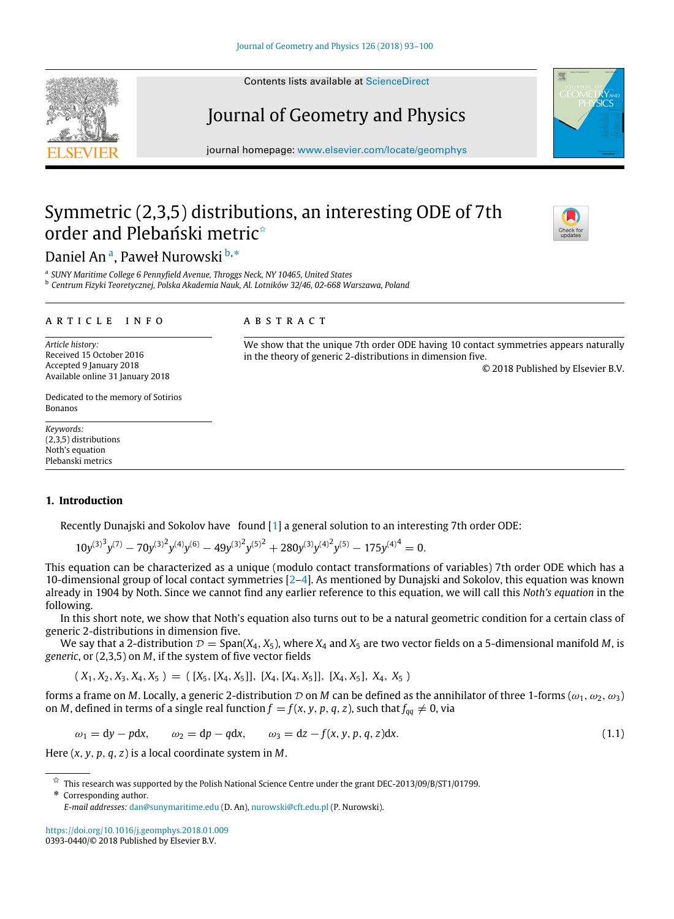# Symmetric (2,3,5) distributions, an interesting ODE of 7th order and Plebański metric[☆]

Daniel An[a], Paweł Nurowski[b,*]

[a] SUNY Maritime College 6 Pennyfield Avenue, Throggs Neck, NY 10465, United States

[b] Centrum Fizyki Teoretycznej, Polska Akademia Nauk, Al. Lotników 32/46, 02-668 Warszawa, Poland

**ARTICLE INFO**

*Article history:*
Received 15 October 2016
Accepted 9 January 2018
Available online 31 January 2018

Dedicated to the memory of Sotirios Bonanos

*Keywords:*
(2,3,5) distributions
Noth's equation
Plebanski metrics

**ABSTRACT**

We show that the unique 7th order ODE having 10 contact symmetries appears naturally in the theory of generic 2-distributions in dimension five.

© 2018 Published by Elsevier B.V.

## 1. Introduction

Recently Dunajski and Sokolov have found [1] a general solution to an interesting 7th order ODE:

$$10{y^{(3)}}^3 y^{(7)} - 70{y^{(3)}}^2 y^{(4)} y^{(6)} - 49{y^{(3)}}^2 {y^{(5)}}^2 + 280 y^{(3)} {y^{(4)}}^2 y^{(5)} - 175 {y^{(4)}}^4 = 0.$$

This equation can be characterized as a unique (modulo contact transformations of variables) 7th order ODE which has a 10-dimensional group of local contact symmetries [2–4]. As mentioned by Dunajski and Sokolov, this equation was known already in 1904 by Noth. Since we cannot find any earlier reference to this equation, we will call this *Noth's equation* in the following.

In this short note, we show that Noth's equation also turns out to be a natural geometric condition for a certain class of generic 2-distributions in dimension five.

We say that a 2-distribution $\mathcal{D} = \mathrm{Span}(X_4, X_5)$, where $X_4$ and $X_5$ are two vector fields on a 5-dimensional manifold $M$, is *generic*, or (2,3,5) on $M$, if the system of five vector fields

$$(X_1, X_2, X_3, X_4, X_5) = ([X_5, [X_4, X_5]],\ [X_4, [X_4, X_5]],\ [X_4, X_5],\ X_4,\ X_5)$$

forms a frame on $M$. Locally, a generic 2-distribution $\mathcal{D}$ on $M$ can be defined as the annihilator of three 1-forms $(\omega_1, \omega_2, \omega_3)$ on $M$, defined in terms of a single real function $f = f(x, y, p, q, z)$, such that $f_{qq} \neq 0$, via

$$\omega_1 = \mathrm{d}y - p\mathrm{d}x, \qquad \omega_2 = \mathrm{d}p - q\mathrm{d}x, \qquad \omega_3 = \mathrm{d}z - f(x, y, p, q, z)\mathrm{d}x. \tag{1.1}$$

Here $(x, y, p, q, z)$ is a local coordinate system in $M$.

---

☆ This research was supported by the Polish National Science Centre under the grant DEC-2013/09/B/ST1/01799.

\* Corresponding author.

*E-mail addresses:* dan@sunymaritime.edu (D. An), nurowski@cft.edu.pl (P. Nurowski).

https://doi.org/10.1016/j.geomphys.2018.01.009
0393-0440/© 2018 Published by Elsevier B.V.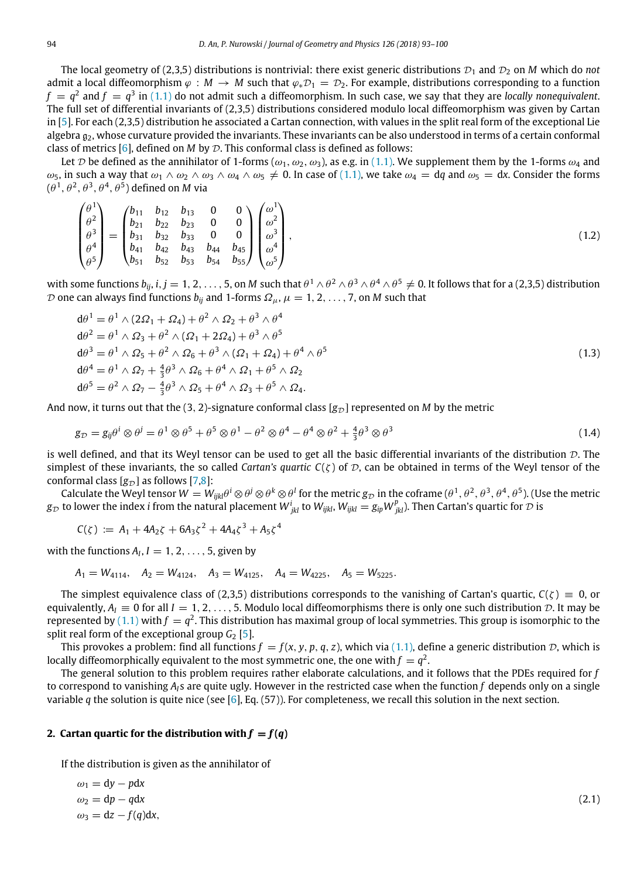The local geometry of (2,3,5) distributions is nontrivial: there exist generic distributions $\mathcal{D}_1$ and $\mathcal{D}_2$ on $M$ which do *not* admit a local diffeomorphism $\varphi : M \to M$ such that $\varphi_* \mathcal{D}_1 = \mathcal{D}_2$. For example, distributions corresponding to a function $f = q^2$ and $f = q^3$ in (1.1) do not admit such a diffeomorphism. In such case, we say that they are *locally nonequivalent*. The full set of differential invariants of (2,3,5) distributions considered modulo local diffeomorphism was given by Cartan in [5]. For each (2,3,5) distribution he associated a Cartan connection, with values in the split real form of the exceptional Lie algebra $\mathfrak{g}_2$, whose curvature provided the invariants. These invariants can be also understood in terms of a certain conformal class of metrics [6], defined on $M$ by $\mathcal{D}$. This conformal class is defined as follows:

Let $\mathcal{D}$ be defined as the annihilator of 1-forms $(\omega_1, \omega_2, \omega_3)$, as e.g. in (1.1). We supplement them by the 1-forms $\omega_4$ and $\omega_5$, in such a way that $\omega_1 \wedge \omega_2 \wedge \omega_3 \wedge \omega_4 \wedge \omega_5 \neq 0$. In case of (1.1), we take $\omega_4 = \mathrm{d}q$ and $\omega_5 = \mathrm{d}x$. Consider the forms $(\theta^1, \theta^2, \theta^3, \theta^4, \theta^5)$ defined on $M$ via

$$\begin{pmatrix}\theta^1\\ \theta^2\\ \theta^3\\ \theta^4\\ \theta^5\end{pmatrix} = \begin{pmatrix} b_{11} & b_{12} & b_{13} & 0 & 0\\ b_{21} & b_{22} & b_{23} & 0 & 0\\ b_{31} & b_{32} & b_{33} & 0 & 0\\ b_{41} & b_{42} & b_{43} & b_{44} & b_{45}\\ b_{51} & b_{52} & b_{53} & b_{54} & b_{55}\end{pmatrix}\begin{pmatrix}\omega^1\\ \omega^2\\ \omega^3\\ \omega^4\\ \omega^5\end{pmatrix}, \tag{1.2}$$

with some functions $b_{ij}$, $i, j = 1, 2, \ldots, 5$, on $M$ such that $\theta^1 \wedge \theta^2 \wedge \theta^3 \wedge \theta^4 \wedge \theta^5 \neq 0$. It follows that for a (2,3,5) distribution $\mathcal{D}$ one can always find functions $b_{ij}$ and 1-forms $\Omega_\mu$, $\mu = 1, 2, \ldots, 7$, on $M$ such that

$$\begin{aligned}
\mathrm{d}\theta^1 &= \theta^1 \wedge (2\Omega_1 + \Omega_4) + \theta^2 \wedge \Omega_2 + \theta^3 \wedge \theta^4\\
\mathrm{d}\theta^2 &= \theta^1 \wedge \Omega_3 + \theta^2 \wedge (\Omega_1 + 2\Omega_4) + \theta^3 \wedge \theta^5\\
\mathrm{d}\theta^3 &= \theta^1 \wedge \Omega_5 + \theta^2 \wedge \Omega_6 + \theta^3 \wedge (\Omega_1 + \Omega_4) + \theta^4 \wedge \theta^5\\
\mathrm{d}\theta^4 &= \theta^1 \wedge \Omega_7 + \tfrac{4}{3}\theta^3 \wedge \Omega_6 + \theta^4 \wedge \Omega_1 + \theta^5 \wedge \Omega_2\\
\mathrm{d}\theta^5 &= \theta^2 \wedge \Omega_7 - \tfrac{4}{3}\theta^3 \wedge \Omega_5 + \theta^4 \wedge \Omega_3 + \theta^5 \wedge \Omega_4.
\end{aligned} \tag{1.3}$$

And now, it turns out that the $(3, 2)$-signature conformal class $[g_{\mathcal{D}}]$ represented on $M$ by the metric

$$g_{\mathcal{D}} = g_{ij}\theta^i \otimes \theta^j = \theta^1 \otimes \theta^5 + \theta^5 \otimes \theta^1 - \theta^2 \otimes \theta^4 - \theta^4 \otimes \theta^2 + \tfrac{4}{3}\theta^3 \otimes \theta^3 \tag{1.4}$$

is well defined, and that its Weyl tensor can be used to get all the basic differential invariants of the distribution $\mathcal{D}$. The simplest of these invariants, the so called *Cartan's quartic* $C(\zeta)$ of $\mathcal{D}$, can be obtained in terms of the Weyl tensor of the conformal class $[g_{\mathcal{D}}]$ as follows [7,8]:

Calculate the Weyl tensor $W = W_{ijkl}\theta^i \otimes \theta^j \otimes \theta^k \otimes \theta^l$ for the metric $g_{\mathcal{D}}$ in the coframe $(\theta^1, \theta^2, \theta^3, \theta^4, \theta^5)$. (Use the metric $g_{\mathcal{D}}$ to lower the index $i$ from the natural placement $W^i{}_{jkl}$ to $W_{ijkl}$, $W_{ijkl} = g_{ip}W^p{}_{jkl}$). Then Cartan's quartic for $\mathcal{D}$ is

$$C(\zeta) := A_1 + 4A_2\zeta + 6A_3\zeta^2 + 4A_4\zeta^3 + A_5\zeta^4$$

with the functions $A_I$, $I = 1, 2, \ldots, 5$, given by

$$A_1 = W_{4114}, \quad A_2 = W_{4124}, \quad A_3 = W_{4125}, \quad A_4 = W_{4225}, \quad A_5 = W_{5225}.$$

The simplest equivalence class of (2,3,5) distributions corresponds to the vanishing of Cartan's quartic, $C(\zeta) \equiv 0$, or equivalently, $A_I \equiv 0$ for all $I = 1, 2, \ldots, 5$. Modulo local diffeomorphisms there is only one such distribution $\mathcal{D}$. It may be represented by (1.1) with $f = q^2$. This distribution has maximal group of local symmetries. This group is isomorphic to the split real form of the exceptional group $G_2$ [5].

This provokes a problem: find all functions $f = f(x, y, p, q, z)$, which via (1.1), define a generic distribution $\mathcal{D}$, which is locally diffeomorphically equivalent to the most symmetric one, the one with $f = q^2$.

The general solution to this problem requires rather elaborate calculations, and it follows that the PDEs required for $f$ to correspond to vanishing $A_I$s are quite ugly. However in the restricted case when the function $f$ depends only on a single variable $q$ the solution is quite nice (see [6], Eq. (57)). For completeness, we recall this solution in the next section.

## 2. Cartan quartic for the distribution with $f = f(q)$

If the distribution is given as the annihilator of

$$\begin{aligned}
\omega_1 &= \mathrm{d}y - p\mathrm{d}x\\
\omega_2 &= \mathrm{d}p - q\mathrm{d}x\\
\omega_3 &= \mathrm{d}z - f(q)\mathrm{d}x,
\end{aligned} \tag{2.1}$$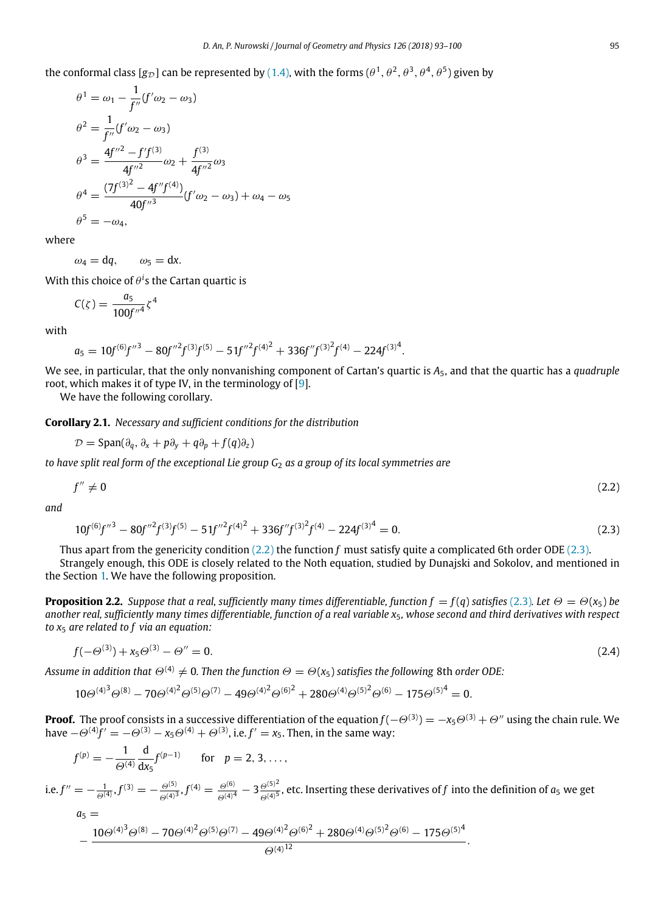the conformal class $[g_{\mathcal{D}}]$ can be represented by (1.4), with the forms $(\theta^1, \theta^2, \theta^3, \theta^4, \theta^5)$ given by

$$
\begin{aligned}
\theta^1 &= \omega_1 - \frac{1}{f''}(f'\omega_2 - \omega_3)\\
\theta^2 &= \frac{1}{f''}(f'\omega_2 - \omega_3)\\
\theta^3 &= \frac{4f''^2 - f'f^{(3)}}{4f''^2}\omega_2 + \frac{f^{(3)}}{4f''^2}\omega_3\\
\theta^4 &= \frac{(7f^{(3)^2} - 4f''f^{(4)})}{40f''^3}(f'\omega_2 - \omega_3) + \omega_4 - \omega_5\\
\theta^5 &= -\omega_4,
\end{aligned}
$$

where

$$\omega_4 = \mathrm{d}q, \qquad \omega_5 = \mathrm{d}x.$$

With this choice of $\theta^i$s the Cartan quartic is

$$C(\zeta) = \frac{a_5}{100f''^4}\zeta^4$$

with

$$a_5 = 10f^{(6)}f''^3 - 80f''^2f^{(3)}f^{(5)} - 51f''^2f^{(4)^2} + 336f''f^{(3)^2}f^{(4)} - 224f^{(3)^4}.$$

We see, in particular, that the only nonvanishing component of Cartan's quartic is $A_5$, and that the quartic has a *quadruple* root, which makes it of type IV, in the terminology of [9].

We have the following corollary.

**Corollary 2.1.** *Necessary and sufficient conditions for the distribution*

$$\mathcal{D} = \mathrm{Span}(\partial_q, \partial_x + p\partial_y + q\partial_p + f(q)\partial_z)$$

*to have split real form of the exceptional Lie group $G_2$ as a group of its local symmetries are*

$$f'' \neq 0 \tag{2.2}$$

*and*

$$10f^{(6)}f''^3 - 80f''^2f^{(3)}f^{(5)} - 51f''^2f^{(4)^2} + 336f''f^{(3)^2}f^{(4)} - 224f^{(3)^4} = 0. \tag{2.3}$$

Thus apart from the genericity condition (2.2) the function $f$ must satisfy quite a complicated 6th order ODE (2.3).

Strangely enough, this ODE is closely related to the Noth equation, studied by Dunajski and Sokolov, and mentioned in the Section 1. We have the following proposition.

**Proposition 2.2.** *Suppose that a real, sufficiently many times differentiable, function $f = f(q)$ satisfies (2.3). Let $\Theta = \Theta(x_5)$ be another real, sufficiently many times differentiable, function of a real variable $x_5$, whose second and third derivatives with respect to $x_5$ are related to $f$ via an equation:*

$$f(-\Theta^{(3)}) + x_5\Theta^{(3)} - \Theta'' = 0. \tag{2.4}$$

*Assume in addition that $\Theta^{(4)} \neq 0$. Then the function $\Theta = \Theta(x_5)$ satisfies the following* 8th *order ODE:*

$$10\Theta^{(4)^3}\Theta^{(8)} - 70\Theta^{(4)^2}\Theta^{(5)}\Theta^{(7)} - 49\Theta^{(4)^2}\Theta^{(6)^2} + 280\Theta^{(4)}\Theta^{(5)^2}\Theta^{(6)} - 175\Theta^{(5)^4} = 0.$$

**Proof.** The proof consists in a successive differentiation of the equation $f(-\Theta^{(3)}) = -x_5\Theta^{(3)} + \Theta''$ using the chain rule. We have $-\Theta^{(4)}f' = -\Theta^{(3)} - x_5\Theta^{(4)} + \Theta^{(3)}$, i.e. $f' = x_5$. Then, in the same way:

$$f^{(p)} = -\frac{1}{\Theta^{(4)}}\frac{\mathrm{d}}{\mathrm{d}x_5}f^{(p-1)} \qquad \text{for} \quad p = 2, 3, \ldots,$$

i.e. $f'' = -\frac{1}{\Theta^{(4)}}, f^{(3)} = -\frac{\Theta^{(5)}}{\Theta^{(4)^3}}, f^{(4)} = \frac{\Theta^{(6)}}{\Theta^{(4)^4}} - 3\frac{\Theta^{(5)^2}}{\Theta^{(4)^5}}$, etc. Inserting these derivatives of $f$ into the definition of $a_5$ we get

$$a_5 = -\frac{10\Theta^{(4)^3}\Theta^{(8)} - 70\Theta^{(4)^2}\Theta^{(5)}\Theta^{(7)} - 49\Theta^{(4)^2}\Theta^{(6)^2} + 280\Theta^{(4)}\Theta^{(5)^2}\Theta^{(6)} - 175\Theta^{(5)^4}}{\Theta^{(4)^{12}}}.$$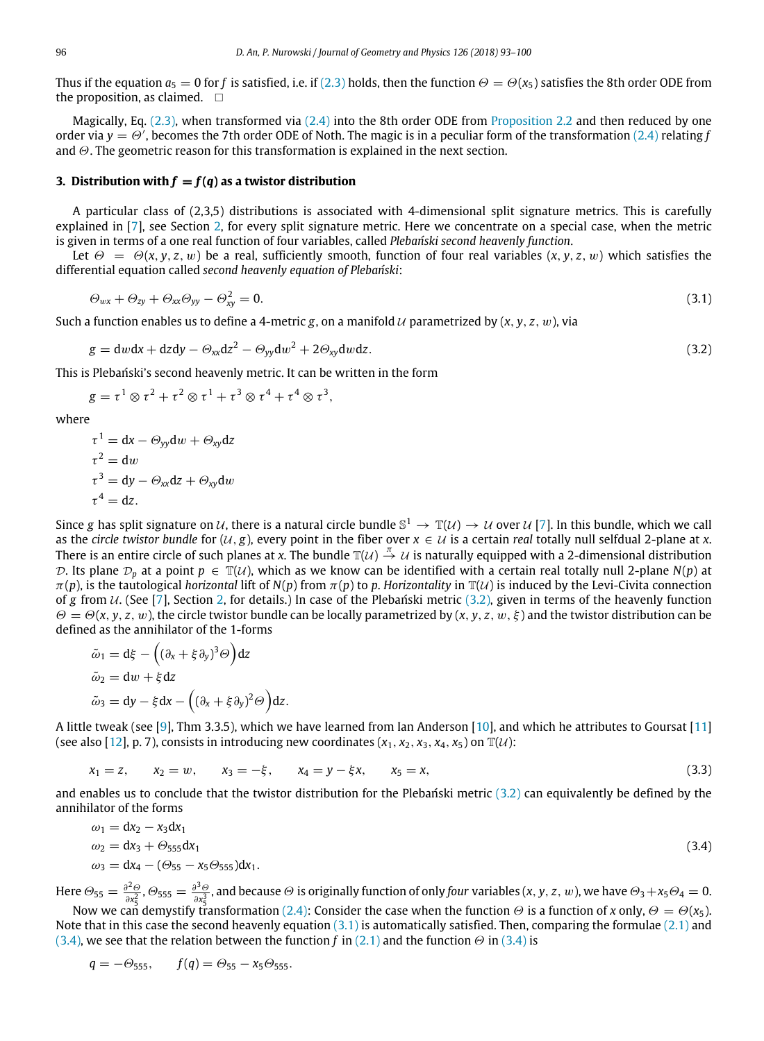Thus if the equation $a_5 = 0$ for $f$ is satisfied, i.e. if (2.3) holds, then the function $\Theta = \Theta(x_5)$ satisfies the 8th order ODE from the proposition, as claimed. □

Magically, Eq. (2.3), when transformed via (2.4) into the 8th order ODE from Proposition 2.2 and then reduced by one order via $y = \Theta'$, becomes the 7th order ODE of Noth. The magic is in a peculiar form of the transformation (2.4) relating $f$ and $\Theta$. The geometric reason for this transformation is explained in the next section.

## 3. Distribution with $f = f(q)$ as a twistor distribution

A particular class of (2,3,5) distributions is associated with 4-dimensional split signature metrics. This is carefully explained in [7], see Section 2, for every split signature metric. Here we concentrate on a special case, when the metric is given in terms of a one real function of four variables, called *Plebański second heavenly function*.

Let $\Theta = \Theta(x, y, z, w)$ be a real, sufficiently smooth, function of four real variables $(x, y, z, w)$ which satisfies the differential equation called *second heavenly equation of Plebański*:

$$\Theta_{wx} + \Theta_{zy} + \Theta_{xx}\Theta_{yy} - \Theta_{xy}^2 = 0. \tag{3.1}$$

Such a function enables us to define a 4-metric $g$, on a manifold $\mathcal{U}$ parametrized by $(x, y, z, w)$, via

$$g = \mathrm{d}w\mathrm{d}x + \mathrm{d}z\mathrm{d}y - \Theta_{xx}\mathrm{d}z^2 - \Theta_{yy}\mathrm{d}w^2 + 2\Theta_{xy}\mathrm{d}w\mathrm{d}z. \tag{3.2}$$

This is Plebański's second heavenly metric. It can be written in the form

$$g = \tau^1 \otimes \tau^2 + \tau^2 \otimes \tau^1 + \tau^3 \otimes \tau^4 + \tau^4 \otimes \tau^3,$$

where

$$\begin{aligned}
\tau^1 &= \mathrm{d}x - \Theta_{yy}\mathrm{d}w + \Theta_{xy}\mathrm{d}z\\
\tau^2 &= \mathrm{d}w\\
\tau^3 &= \mathrm{d}y - \Theta_{xx}\mathrm{d}z + \Theta_{xy}\mathrm{d}w\\
\tau^4 &= \mathrm{d}z.
\end{aligned}$$

Since $g$ has split signature on $\mathcal{U}$, there is a natural circle bundle $\mathbb{S}^1 \to \mathbb{T}(\mathcal{U}) \to \mathcal{U}$ over $\mathcal{U}$ [7]. In this bundle, which we call as the *circle twistor bundle* for $(\mathcal{U}, g)$, every point in the fiber over $x \in \mathcal{U}$ is a certain *real* totally null selfdual 2-plane at $x$. There is an entire circle of such planes at $x$. The bundle $\mathbb{T}(\mathcal{U}) \xrightarrow{\pi} \mathcal{U}$ is naturally equipped with a 2-dimensional distribution $\mathcal{D}$. Its plane $\mathcal{D}_p$ at a point $p \in \mathbb{T}(\mathcal{U})$, which as we know can be identified with a certain real totally null 2-plane $N(p)$ at $\pi(p)$, is the tautological *horizontal* lift of $N(p)$ from $\pi(p)$ to $p$. *Horizontality* in $\mathbb{T}(\mathcal{U})$ is induced by the Levi-Civita connection of $g$ from $\mathcal{U}$. (See [7], Section 2, for details.) In case of the Plebański metric (3.2), given in terms of the heavenly function $\Theta = \Theta(x, y, z, w)$, the circle twistor bundle can be locally parametrized by $(x, y, z, w, \xi)$ and the twistor distribution can be defined as the annihilator of the 1-forms

$$\begin{aligned}
\tilde{\omega}_1 &= \mathrm{d}\xi - \Big((\partial_x + \xi\partial_y)^3\Theta\Big)\mathrm{d}z\\
\tilde{\omega}_2 &= \mathrm{d}w + \xi\mathrm{d}z\\
\tilde{\omega}_3 &= \mathrm{d}y - \xi\mathrm{d}x - \Big((\partial_x + \xi\partial_y)^2\Theta\Big)\mathrm{d}z.
\end{aligned}$$

A little tweak (see [9], Thm 3.3.5), which we have learned from Ian Anderson [10], and which he attributes to Goursat [11] (see also [12], p. 7), consists in introducing new coordinates $(x_1, x_2, x_3, x_4, x_5)$ on $\mathbb{T}(\mathcal{U})$:

$$x_1 = z, \qquad x_2 = w, \qquad x_3 = -\xi, \qquad x_4 = y - \xi x, \qquad x_5 = x, \tag{3.3}$$

and enables us to conclude that the twistor distribution for the Plebański metric (3.2) can equivalently be defined by the annihilator of the forms

$$\begin{aligned}
\omega_1 &= \mathrm{d}x_2 - x_3\mathrm{d}x_1\\
\omega_2 &= \mathrm{d}x_3 + \Theta_{555}\mathrm{d}x_1\\
\omega_3 &= \mathrm{d}x_4 - (\Theta_{55} - x_5\Theta_{555})\mathrm{d}x_1.
\end{aligned} \tag{3.4}$$

Here $\Theta_{55} = \frac{\partial^2\Theta}{\partial x_5^2}$, $\Theta_{555} = \frac{\partial^3\Theta}{\partial x_5^3}$, and because $\Theta$ is originally function of only *four* variables $(x, y, z, w)$, we have $\Theta_3 + x_5\Theta_4 = 0$.

Now we can demystify transformation (2.4): Consider the case when the function $\Theta$ is a function of $x$ only, $\Theta = \Theta(x_5)$. Note that in this case the second heavenly equation (3.1) is automatically satisfied. Then, comparing the formulae (2.1) and (3.4), we see that the relation between the function $f$ in (2.1) and the function $\Theta$ in (3.4) is

$$q = -\Theta_{555}, \qquad f(q) = \Theta_{55} - x_5\Theta_{555}.$$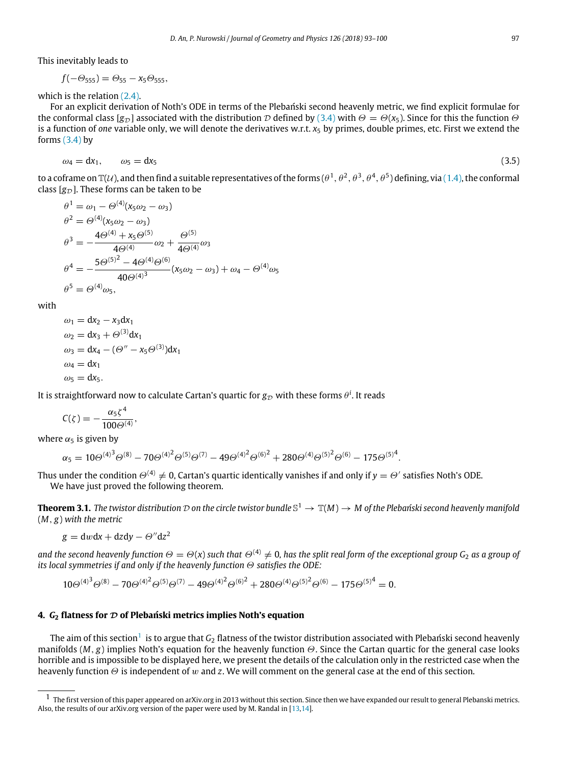This inevitably leads to

$$f(-\Theta_{555}) = \Theta_{55} - x_5\Theta_{555},$$

which is the relation (2.4).

For an explicit derivation of Noth's ODE in terms of the Plebański second heavenly metric, we find explicit formulae for the conformal class $[g_\mathcal{D}]$ associated with the distribution $\mathcal{D}$ defined by (3.4) with $\Theta = \Theta(x_5)$. Since for this the function $\Theta$ is a function of *one* variable only, we will denote the derivatives w.r.t. $x_5$ by primes, double primes, etc. First we extend the forms (3.4) by

$$\omega_4 = \mathrm{d}x_1, \qquad \omega_5 = \mathrm{d}x_5 \tag{3.5}$$

to a coframe on $\mathbb{T}(\mathcal{U})$, and then find a suitable representatives of the forms $(\theta^1, \theta^2, \theta^3, \theta^4, \theta^5)$ defining, via (1.4), the conformal class $[g_\mathcal{D}]$. These forms can be taken to be

$$\begin{aligned}
\theta^1 &= \omega_1 - \Theta^{(4)}(x_5\omega_2 - \omega_3)\\
\theta^2 &= \Theta^{(4)}(x_5\omega_2 - \omega_3)\\
\theta^3 &= -\frac{4\Theta^{(4)} + x_5\Theta^{(5)}}{4\Theta^{(4)}}\omega_2 + \frac{\Theta^{(5)}}{4\Theta^{(4)}}\omega_3\\
\theta^4 &= -\frac{5{\Theta^{(5)}}^2 - 4\Theta^{(4)}\Theta^{(6)}}{40{\Theta^{(4)}}^3}(x_5\omega_2 - \omega_3) + \omega_4 - \Theta^{(4)}\omega_5\\
\theta^5 &= \Theta^{(4)}\omega_5,
\end{aligned}$$

with

$$\begin{aligned}
\omega_1 &= \mathrm{d}x_2 - x_3\mathrm{d}x_1\\
\omega_2 &= \mathrm{d}x_3 + \Theta^{(3)}\mathrm{d}x_1\\
\omega_3 &= \mathrm{d}x_4 - (\Theta'' - x_5\Theta^{(3)})\mathrm{d}x_1\\
\omega_4 &= \mathrm{d}x_1\\
\omega_5 &= \mathrm{d}x_5.
\end{aligned}$$

It is straightforward now to calculate Cartan's quartic for $g_\mathcal{D}$ with these forms $\theta^i$. It reads

$$C(\zeta) = -\frac{\alpha_5\zeta^4}{100\Theta^{(4)}},$$

where $\alpha_5$ is given by

$$\alpha_5 = 10{\Theta^{(4)}}^3\Theta^{(8)} - 70{\Theta^{(4)}}^2\Theta^{(5)}\Theta^{(7)} - 49{\Theta^{(4)}}^2{\Theta^{(6)}}^2 + 280\Theta^{(4)}{\Theta^{(5)}}^2\Theta^{(6)} - 175{\Theta^{(5)}}^4.$$

Thus under the condition $\Theta^{(4)} \neq 0$, Cartan's quartic identically vanishes if and only if $y = \Theta'$ satisfies Noth's ODE.

We have just proved the following theorem.

**Theorem 3.1.** *The twistor distribution $\mathcal{D}$ on the circle twistor bundle $\mathbb{S}^1 \to \mathbb{T}(M) \to M$ of the Plebański second heavenly manifold $(M, g)$ with the metric*

$$g = \mathrm{d}w\mathrm{d}x + \mathrm{d}z\mathrm{d}y - \Theta''\mathrm{d}z^2$$

*and the second heavenly function $\Theta = \Theta(x)$ such that $\Theta^{(4)} \neq 0$, has the split real form of the exceptional group $G_2$ as a group of its local symmetries if and only if the heavenly function $\Theta$ satisfies the ODE:*

$$10{\Theta^{(4)}}^3\Theta^{(8)} - 70{\Theta^{(4)}}^2\Theta^{(5)}\Theta^{(7)} - 49{\Theta^{(4)}}^2{\Theta^{(6)}}^2 + 280\Theta^{(4)}{\Theta^{(5)}}^2\Theta^{(6)} - 175{\Theta^{(5)}}^4 = 0.$$

## 4. $G_2$ flatness for $\mathcal{D}$ of Plebański metrics implies Noth's equation

The aim of this section[1] is to argue that $G_2$ flatness of the twistor distribution associated with Plebański second heavenly manifolds $(M, g)$ implies Noth's equation for the heavenly function $\Theta$. Since the Cartan quartic for the general case looks horrible and is impossible to be displayed here, we present the details of the calculation only in the restricted case when the heavenly function $\Theta$ is independent of $w$ and $z$. We will comment on the general case at the end of this section.

---

[1] The first version of this paper appeared on arXiv.org in 2013 without this section. Since then we have expanded our result to general Plebanski metrics. Also, the results of our arXiv.org version of the paper were used by M. Randal in [13,14].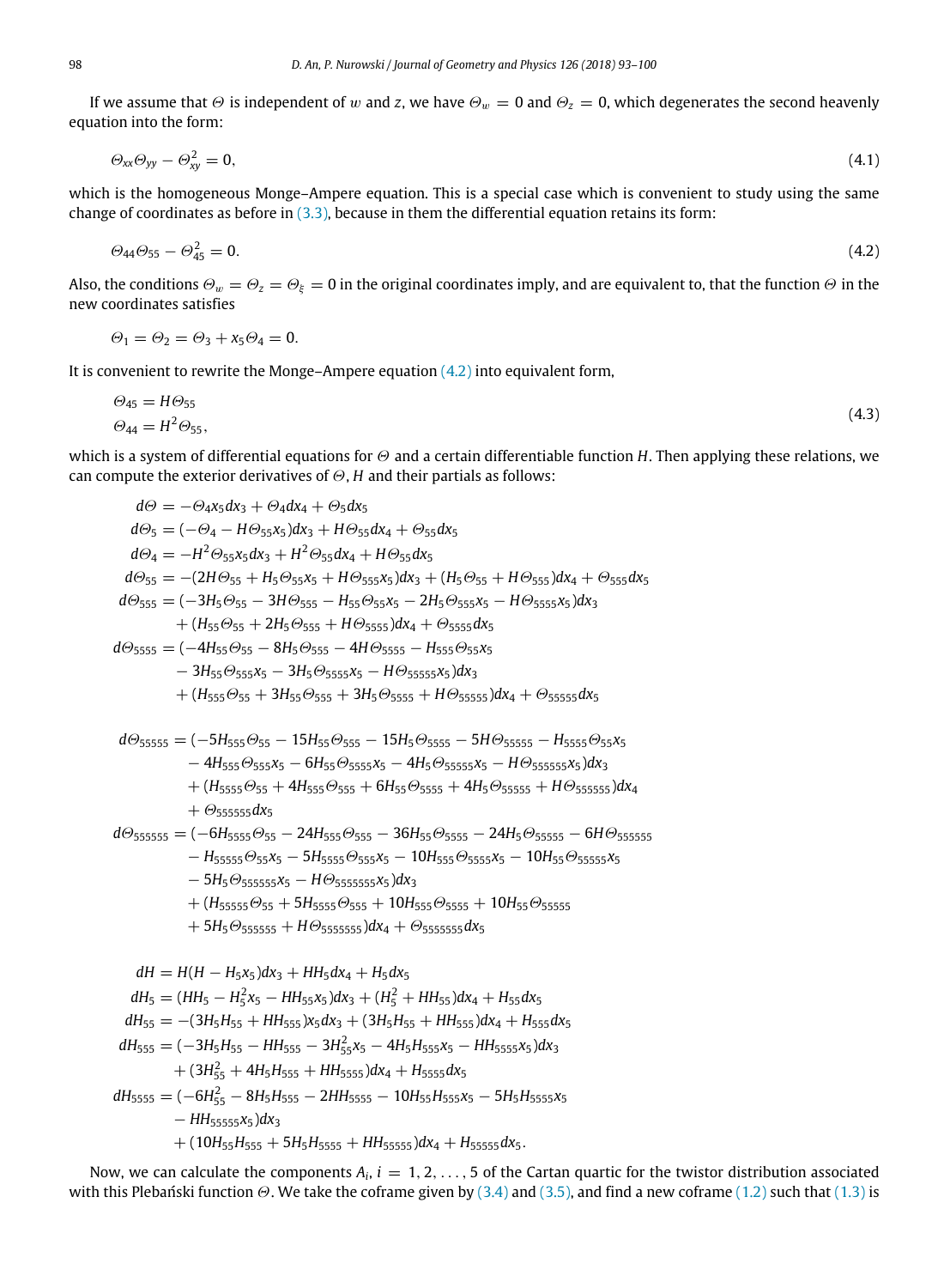If we assume that $\Theta$ is independent of $w$ and $z$, we have $\Theta_w = 0$ and $\Theta_z = 0$, which degenerates the second heavenly equation into the form:

$$\Theta_{xx}\Theta_{yy} - \Theta_{xy}^2 = 0, \tag{4.1}$$

which is the homogeneous Monge–Ampere equation. This is a special case which is convenient to study using the same change of coordinates as before in (3.3), because in them the differential equation retains its form:

$$\Theta_{44}\Theta_{55} - \Theta_{45}^2 = 0. \tag{4.2}$$

Also, the conditions $\Theta_w = \Theta_z = \Theta_\xi = 0$ in the original coordinates imply, and are equivalent to, that the function $\Theta$ in the new coordinates satisfies

$$\Theta_1 = \Theta_2 = \Theta_3 + x_5\Theta_4 = 0.$$

It is convenient to rewrite the Monge–Ampere equation (4.2) into equivalent form,

$$\begin{aligned}
&\Theta_{45} = H\Theta_{55}\\
&\Theta_{44} = H^2\Theta_{55},
\end{aligned} \tag{4.3}$$

which is a system of differential equations for $\Theta$ and a certain differentiable function $H$. Then applying these relations, we can compute the exterior derivatives of $\Theta$, $H$ and their partials as follows:

$$\begin{aligned}
d\Theta &= -\Theta_4 x_5 dx_3 + \Theta_4 dx_4 + \Theta_5 dx_5\\
d\Theta_5 &= (-\Theta_4 - H\Theta_{55}x_5)dx_3 + H\Theta_{55}dx_4 + \Theta_{55}dx_5\\
d\Theta_4 &= -H^2\Theta_{55}x_5 dx_3 + H^2\Theta_{55}dx_4 + H\Theta_{55}dx_5\\
d\Theta_{55} &= -(2H\Theta_{55} + H_5\Theta_{55}x_5 + H\Theta_{555}x_5)dx_3 + (H_5\Theta_{55} + H\Theta_{555})dx_4 + \Theta_{555}dx_5\\
d\Theta_{555} &= (-3H_5\Theta_{55} - 3H\Theta_{555} - H_{55}\Theta_{55}x_5 - 2H_5\Theta_{555}x_5 - H\Theta_{5555}x_5)dx_3\\
&\quad + (H_{55}\Theta_{55} + 2H_5\Theta_{555} + H\Theta_{5555})dx_4 + \Theta_{5555}dx_5\\
d\Theta_{5555} &= (-4H_{55}\Theta_{55} - 8H_5\Theta_{555} - 4H\Theta_{5555} - H_{555}\Theta_{55}x_5\\
&\quad - 3H_{55}\Theta_{555}x_5 - 3H_5\Theta_{5555}x_5 - H\Theta_{55555}x_5)dx_3\\
&\quad + (H_{555}\Theta_{55} + 3H_{55}\Theta_{555} + 3H_5\Theta_{5555} + H\Theta_{55555})dx_4 + \Theta_{55555}dx_5
\end{aligned}$$

$$\begin{aligned}
d\Theta_{55555} &= (-5H_{555}\Theta_{55} - 15H_{55}\Theta_{555} - 15H_5\Theta_{5555} - 5H\Theta_{55555} - H_{5555}\Theta_{55}x_5\\
&\quad - 4H_{555}\Theta_{555}x_5 - 6H_{55}\Theta_{5555}x_5 - 4H_5\Theta_{55555}x_5 - H\Theta_{555555}x_5)dx_3\\
&\quad + (H_{5555}\Theta_{55} + 4H_{555}\Theta_{555} + 6H_{55}\Theta_{5555} + 4H_5\Theta_{55555} + H\Theta_{555555})dx_4\\
&\quad + \Theta_{555555}dx_5\\
d\Theta_{555555} &= (-6H_{5555}\Theta_{55} - 24H_{555}\Theta_{555} - 36H_{55}\Theta_{5555} - 24H_5\Theta_{55555} - 6H\Theta_{555555}\\
&\quad - H_{55555}\Theta_{55}x_5 - 5H_{5555}\Theta_{555}x_5 - 10H_{555}\Theta_{5555}x_5 - 10H_{55}\Theta_{55555}x_5\\
&\quad - 5H_5\Theta_{555555}x_5 - H\Theta_{5555555}x_5)dx_3\\
&\quad + (H_{55555}\Theta_{55} + 5H_{5555}\Theta_{555} + 10H_{555}\Theta_{5555} + 10H_{55}\Theta_{55555}\\
&\quad + 5H_5\Theta_{555555} + H\Theta_{5555555})dx_4 + \Theta_{5555555}dx_5
\end{aligned}$$

$$\begin{aligned}
dH &= H(H - H_5x_5)dx_3 + HH_5dx_4 + H_5dx_5\\
dH_5 &= (HH_5 - H_5^2x_5 - HH_{55}x_5)dx_3 + (H_5^2 + HH_{55})dx_4 + H_{55}dx_5\\
dH_{55} &= -(3H_5H_{55} + HH_{555})x_5dx_3 + (3H_5H_{55} + HH_{555})dx_4 + H_{555}dx_5\\
dH_{555} &= (-3H_5H_{55} - HH_{555} - 3H_{55}^2x_5 - 4H_5H_{555}x_5 - HH_{5555}x_5)dx_3\\
&\quad + (3H_{55}^2 + 4H_5H_{555} + HH_{5555})dx_4 + H_{5555}dx_5\\
dH_{5555} &= (-6H_{55}^2 - 8H_5H_{555} - 2HH_{5555} - 10H_{55}H_{555}x_5 - 5H_5H_{5555}x_5\\
&\quad - HH_{55555}x_5)dx_3\\
&\quad + (10H_{55}H_{555} + 5H_5H_{5555} + HH_{55555})dx_4 + H_{55555}dx_5.
\end{aligned}$$

Now, we can calculate the components $A_i$, $i = 1, 2, \ldots, 5$ of the Cartan quartic for the twistor distribution associated with this Plebański function $\Theta$. We take the coframe given by (3.4) and (3.5), and find a new coframe (1.2) such that (1.3) is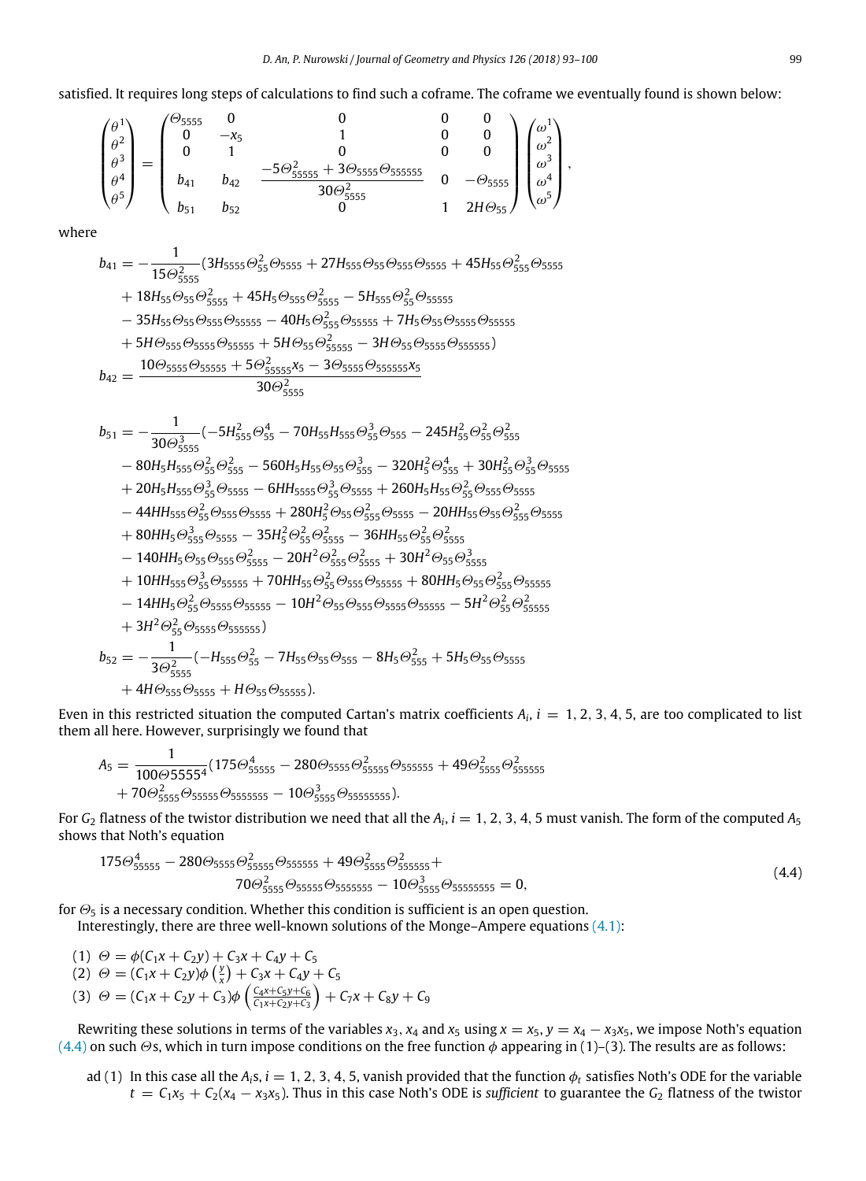satisfied. It requires long steps of calculations to find such a coframe. The coframe we eventually found is shown below:

$$\begin{pmatrix}\theta^1\\ \theta^2\\ \theta^3\\ \theta^4\\ \theta^5\end{pmatrix} = \begin{pmatrix}\Theta_{5555} & 0 & 0 & 0 & 0\\ 0 & -x_5 & 1 & 0 & 0\\ 0 & 1 & 0 & 0 & 0\\ b_{41} & b_{42} & \dfrac{-5\Theta_{55555}^2+3\Theta_{5555}\Theta_{555555}}{30\Theta_{5555}^2} & 0 & -\Theta_{5555}\\ b_{51} & b_{52} & 0 & 1 & 2H\Theta_{55}\end{pmatrix}\begin{pmatrix}\omega^1\\ \omega^2\\ \omega^3\\ \omega^4\\ \omega^5\end{pmatrix},$$

where

$$\begin{aligned} b_{41} = -\frac{1}{15\Theta_{5555}^2}(&3H_{5555}\Theta_{55}^2\Theta_{5555} + 27H_{555}\Theta_{55}\Theta_{555}\Theta_{5555} + 45H_{55}\Theta_{555}^2\Theta_{5555}\\ &+ 18H_{55}\Theta_{55}\Theta_{5555}^2 + 45H_5\Theta_{555}\Theta_{5555}^2 - 5H_{555}\Theta_{55}^2\Theta_{55555}\\ &- 35H_{55}\Theta_{55}\Theta_{555}\Theta_{55555} - 40H_5\Theta_{555}^2\Theta_{55555} + 7H_5\Theta_{55}\Theta_{5555}\Theta_{55555}\\ &+ 5H\Theta_{555}\Theta_{5555}\Theta_{55555} + 5H\Theta_{55}\Theta_{55555}^2 - 3H\Theta_{55}\Theta_{5555}\Theta_{555555})\\ b_{42} = \frac{10\Theta_{5555}\Theta_{55555} + 5\Theta_{55555}^2 x_5 - 3\Theta_{5555}\Theta_{555555}x_5}{30\Theta_{5555}^2}& \end{aligned}$$

$$\begin{aligned} b_{51} = -\frac{1}{30\Theta_{5555}^3}(&-5H_{555}^2\Theta_{55}^4 - 70H_{55}H_{555}\Theta_{55}^3\Theta_{555} - 245H_{55}^2\Theta_{55}^2\Theta_{555}^2\\ &- 80H_5H_{555}\Theta_{55}^2\Theta_{555}^2 - 560H_5H_{55}\Theta_{55}\Theta_{555}^3 - 320H_5^2\Theta_{555}^4 + 30H_{55}^2\Theta_{55}^3\Theta_{5555}\\ &+ 20H_5H_{555}\Theta_{55}^3\Theta_{5555} - 6HH_{5555}\Theta_{55}^3\Theta_{5555} + 260H_5H_{55}\Theta_{55}^2\Theta_{555}\Theta_{5555}\\ &- 44HH_{555}\Theta_{55}^2\Theta_{555}\Theta_{5555} + 280H_5^2\Theta_{55}\Theta_{555}^2\Theta_{5555} - 20HH_{55}\Theta_{55}\Theta_{555}^2\Theta_{5555}\\ &+ 80HH_5\Theta_{555}^3\Theta_{5555} - 35H_5^2\Theta_{55}^2\Theta_{5555}^2 - 36HH_{55}\Theta_{55}^2\Theta_{5555}^2\\ &- 140HH_5\Theta_{55}\Theta_{555}\Theta_{5555}^2 - 20H^2\Theta_{555}^2\Theta_{5555}^2 + 30H^2\Theta_{55}\Theta_{5555}^3\\ &+ 10HH_{555}\Theta_{55}^3\Theta_{55555} + 70HH_{55}\Theta_{55}^2\Theta_{555}\Theta_{55555} + 80HH_5\Theta_{55}\Theta_{555}^2\Theta_{55555}\\ &- 14HH_5\Theta_{55}^2\Theta_{5555}\Theta_{55555} - 10H^2\Theta_{55}\Theta_{555}\Theta_{5555}\Theta_{55555} - 5H^2\Theta_{55}^2\Theta_{55555}^2\\ &+ 3H^2\Theta_{55}^2\Theta_{5555}\Theta_{555555})\\ b_{52} = -\frac{1}{3\Theta_{5555}^2}(&-H_{555}\Theta_{55}^2 - 7H_{55}\Theta_{55}\Theta_{555} - 8H_5\Theta_{555}^2 + 5H_5\Theta_{55}\Theta_{5555}\\ &+ 4H\Theta_{555}\Theta_{5555} + H\Theta_{55}\Theta_{55555}). \end{aligned}$$

Even in this restricted situation the computed Cartan's matrix coefficients $A_i$, $i = 1, 2, 3, 4, 5$, are too complicated to list them all here. However, surprisingly we found that

$$\begin{aligned} A_5 = \frac{1}{100\Theta5555^4}(&175\Theta_{55555}^4 - 280\Theta_{5555}\Theta_{55555}^2\Theta_{555555} + 49\Theta_{5555}^2\Theta_{555555}^2\\ &+ 70\Theta_{5555}^2\Theta_{55555}\Theta_{5555555} - 10\Theta_{5555}^3\Theta_{55555555}). \end{aligned}$$

For $G_2$ flatness of the twistor distribution we need that all the $A_i$, $i = 1, 2, 3, 4, 5$ must vanish. The form of the computed $A_5$ shows that Noth's equation

$$\begin{aligned} 175\Theta_{55555}^4 - 280\Theta_{5555}\Theta_{55555}^2\Theta_{555555} + 49\Theta_{5555}^2\Theta_{555555}^2 +&\\ 70\Theta_{5555}^2\Theta_{55555}\Theta_{5555555} - 10\Theta_{5555}^3\Theta_{55555555} = 0,& \end{aligned} \tag{4.4}$$

for $\Theta_5$ is a necessary condition. Whether this condition is sufficient is an open question.

Interestingly, there are three well-known solutions of the Monge–Ampere equations (4.1):

(1) $\Theta = \phi(C_1x + C_2y) + C_3x + C_4y + C_5$
(2) $\Theta = (C_1x + C_2y)\phi\left(\frac{y}{x}\right) + C_3x + C_4y + C_5$
(3) $\Theta = (C_1x + C_2y + C_3)\phi\left(\frac{C_4x+C_5y+C_6}{C_1x+C_2y+C_3}\right) + C_7x + C_8y + C_9$

Rewriting these solutions in terms of the variables $x_3$, $x_4$ and $x_5$ using $x = x_5$, $y = x_4 - x_3x_5$, we impose Noth's equation (4.4) on such $\Theta$s, which in turn impose conditions on the free function $\phi$ appearing in (1)–(3). The results are as follows:

ad (1) In this case all the $A_i$s, $i = 1, 2, 3, 4, 5$, vanish provided that the function $\phi_t$ satisfies Noth's ODE for the variable $t = C_1x_5 + C_2(x_4 - x_3x_5)$. Thus in this case Noth's ODE is *sufficient* to guarantee the $G_2$ flatness of the twistor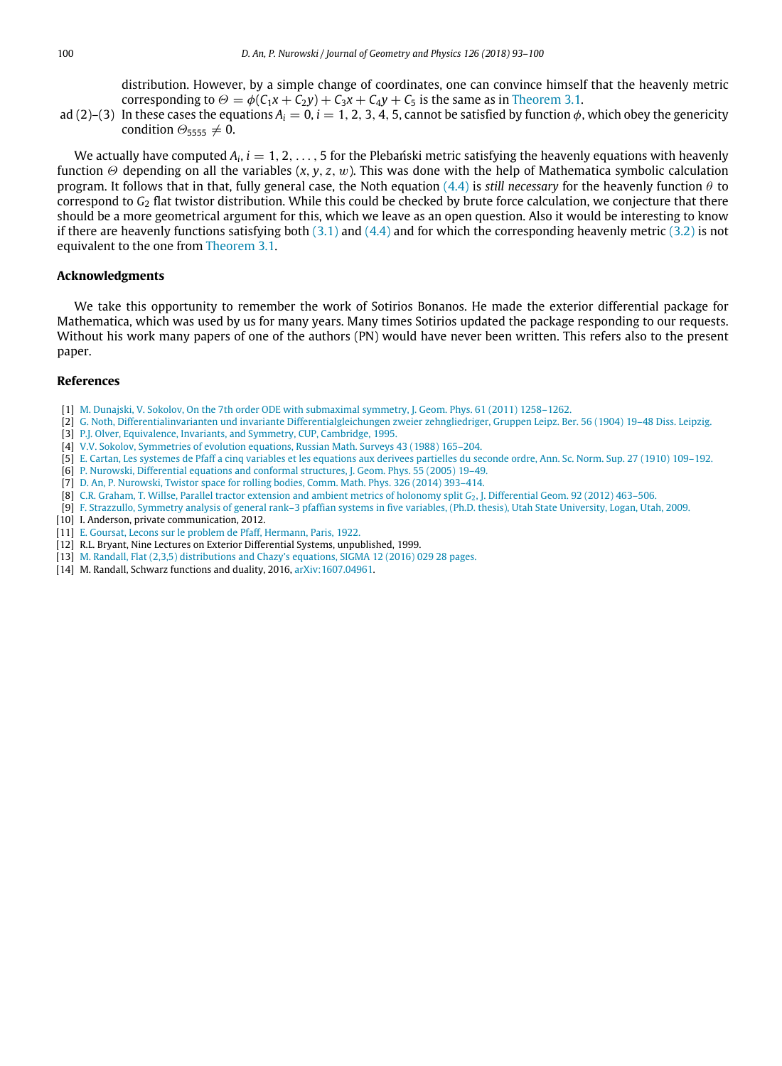distribution. However, by a simple change of coordinates, one can convince himself that the heavenly metric corresponding to $\Theta = \phi(C_1x + C_2y) + C_3x + C_4y + C_5$ is the same as in Theorem 3.1.

ad (2)–(3) In these cases the equations $A_i = 0, i = 1, 2, 3, 4, 5$, cannot be satisfied by function $\phi$, which obey the genericity condition $\Theta_{5555} \neq 0$.

We actually have computed $A_i$, $i = 1, 2, \ldots, 5$ for the Plebański metric satisfying the heavenly equations with heavenly function $\Theta$ depending on all the variables $(x, y, z, w)$. This was done with the help of Mathematica symbolic calculation program. It follows that in that, fully general case, the Noth equation (4.4) is *still necessary* for the heavenly function $\theta$ to correspond to $G_2$ flat twistor distribution. While this could be checked by brute force calculation, we conjecture that there should be a more geometrical argument for this, which we leave as an open question. Also it would be interesting to know if there are heavenly functions satisfying both (3.1) and (4.4) and for which the corresponding heavenly metric (3.2) is not equivalent to the one from Theorem 3.1.

## Acknowledgments

We take this opportunity to remember the work of Sotirios Bonanos. He made the exterior differential package for Mathematica, which was used by us for many years. Many times Sotirios updated the package responding to our requests. Without his work many papers of one of the authors (PN) would have never been written. This refers also to the present paper.

## References

[1] M. Dunajski, V. Sokolov, On the 7th order ODE with submaximal symmetry, J. Geom. Phys. 61 (2011) 1258–1262.

[2] G. Noth, Differentialinvarianten und invariante Differentialgleichungen zweier zehngliedriger, Gruppen Leipz. Ber. 56 (1904) 19–48 Diss. Leipzig.

[3] P.J. Olver, Equivalence, Invariants, and Symmetry, CUP, Cambridge, 1995.

[4] V.V. Sokolov, Symmetries of evolution equations, Russian Math. Surveys 43 (1988) 165–204.

[5] E. Cartan, Les systemes de Pfaff a cinq variables et les equations aux derivees partielles du seconde ordre, Ann. Sc. Norm. Sup. 27 (1910) 109–192.

[6] P. Nurowski, Differential equations and conformal structures, J. Geom. Phys. 55 (2005) 19–49.

[7] D. An, P. Nurowski, Twistor space for rolling bodies, Comm. Math. Phys. 326 (2014) 393–414.

[8] C.R. Graham, T. Willse, Parallel tractor extension and ambient metrics of holonomy split $G_2$, J. Differential Geom. 92 (2012) 463–506.

[9] F. Strazzullo, Symmetry analysis of general rank–3 pfaffian systems in five variables, (Ph.D. thesis), Utah State University, Logan, Utah, 2009.

[10] I. Anderson, private communication, 2012.

[11] E. Goursat, Lecons sur le problem de Pfaff, Hermann, Paris, 1922.

[12] R.L. Bryant, Nine Lectures on Exterior Differential Systems, unpublished, 1999.

[13] M. Randall, Flat (2,3,5) distributions and Chazy's equations, SIGMA 12 (2016) 029 28 pages.

[14] M. Randall, Schwarz functions and duality, 2016, arXiv:1607.04961.